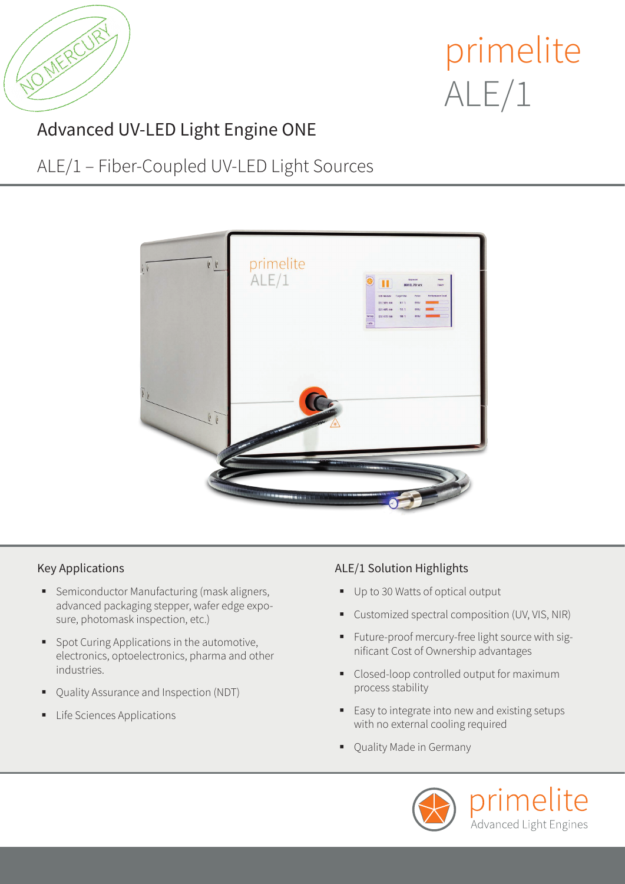NO MERCURY

# primelite ALE/1

## Advanced UV-LED Light Engine ONE

### ALE/1 – Fiber-Coupled UV-LED Light Sources

### Key Applications

- Semiconductor Manufacturing (mask aligners, advanced packaging stepper, wafer edge exposure, photomask inspection, etc.)
- Spot Curing Applications in the automotive, electronics, optoelectronics, pharma and other industries.
- Quality Assurance and Inspection (NDT)
- Life Sciences Applications

### ALE/1 Solution Highlights

- Up to 30 Watts of optical output
- Customized spectral composition (UV, VIS, NIR)
- Future-proof mercury-free light source with significant Cost of Ownership advantages
- Closed-loop controlled output for maximum process stability
- Easy to integrate into new and existing setups with no external cooling required
- Quality Made in Germany

primelite
Advanced Light Engines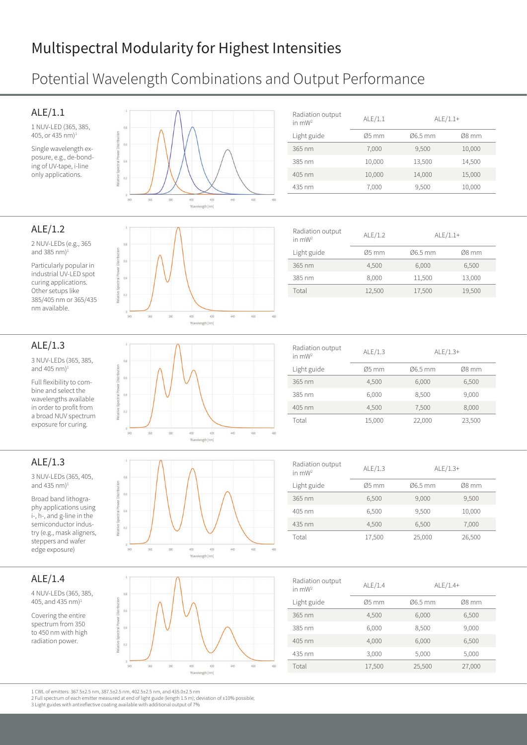# Multispectral Modularity for Highest Intensities

## Potential Wavelength Combinations and Output Performance

### ALE/1.1

1 NUV-LED (365, 385, 405, or 435 nm)[1]

Single wavelength exposure, e.g., de-bonding of UV-tape, i-line only applications.

| Radiation output in mW[2] | ALE/1.1 | ALE/1.1+ | |
|---|---|---|---|
| Light guide | Ø5 mm | Ø6.5 mm | Ø8 mm |
| 365 nm | 7,000 | 9,500 | 10,000 |
| 385 nm | 10,000 | 13,500 | 14,500 |
| 405 nm | 10,000 | 14,000 | 15,000 |
| 435 nm | 7,000 | 9,500 | 10,000 |

### ALE/1.2

2 NUV-LEDs (e.g., 365 and 385 nm)[1]

Particularly popular in industrial UV-LED spot curing applications. Other setups like 385/405 nm or 365/435 nm available.

| Radiation output in mW[2] | ALE/1.2 | ALE/1.1+ | |
|---|---|---|---|
| Light guide | Ø5 mm | Ø6.5 mm | Ø8 mm |
| 365 nm | 4,500 | 6,000 | 6,500 |
| 385 nm | 8,000 | 11,500 | 13,000 |
| Total | 12,500 | 17,500 | 19,500 |

### ALE/1.3

3 NUV-LEDs (365, 385, and 405 nm)[1]

Full flexibility to combine and select the wavelengths available in order to profit from a broad NUV spectrum exposure for curing.

| Radiation output in mW[2] | ALE/1.3 | ALE/1.3+ | |
|---|---|---|---|
| Light guide | Ø5 mm | Ø6.5 mm | Ø8 mm |
| 365 nm | 4,500 | 6,000 | 6,500 |
| 385 nm | 6,000 | 8,500 | 9,000 |
| 405 nm | 4,500 | 7,500 | 8,000 |
| Total | 15,000 | 22,000 | 23,500 |

### ALE/1.3

3 NUV-LEDs (365, 405, and 435 nm)[1]

Broad band lithography applications using i-, h-, and g-line in the semiconductor industry (e.g., mask aligners, steppers and wafer edge exposure)

| Radiation output in mW[2] | ALE/1.3 | ALE/1.3+ | |
|---|---|---|---|
| Light guide | Ø5 mm | Ø6.5 mm | Ø8 mm |
| 365 nm | 6,500 | 9,000 | 9,500 |
| 405 nm | 6,500 | 9,500 | 10,000 |
| 435 nm | 4,500 | 6,500 | 7,000 |
| Total | 17,500 | 25,000 | 26,500 |

### ALE/1.4

4 NUV-LEDs (365, 385, 405, and 435 nm)[1]

Covering the entire spectrum from 350 to 450 nm with high radiation power.

| Radiation output in mW[2] | ALE/1.4 | ALE/1.4+ | |
|---|---|---|---|
| Light guide | Ø5 mm | Ø6.5 mm | Ø8 mm |
| 365 nm | 4,500 | 6,000 | 6,500 |
| 385 nm | 6,000 | 8,500 | 9,000 |
| 405 nm | 4,000 | 6,000 | 6,500 |
| 435 nm | 3,000 | 5,000 | 5,000 |
| Total | 17,500 | 25,500 | 27,000 |

1 CWL of emitters: 367.5±2.5 nm, 387.5±2.5 nm, 402.5±2.5 nm, and 435.0±2.5 nm
2 Full spectrum of each emitter measured at end of light guide (length 1.5 m); deviation of ±10% possible;
3 Light guides with antireflective coating available with additional output of 7%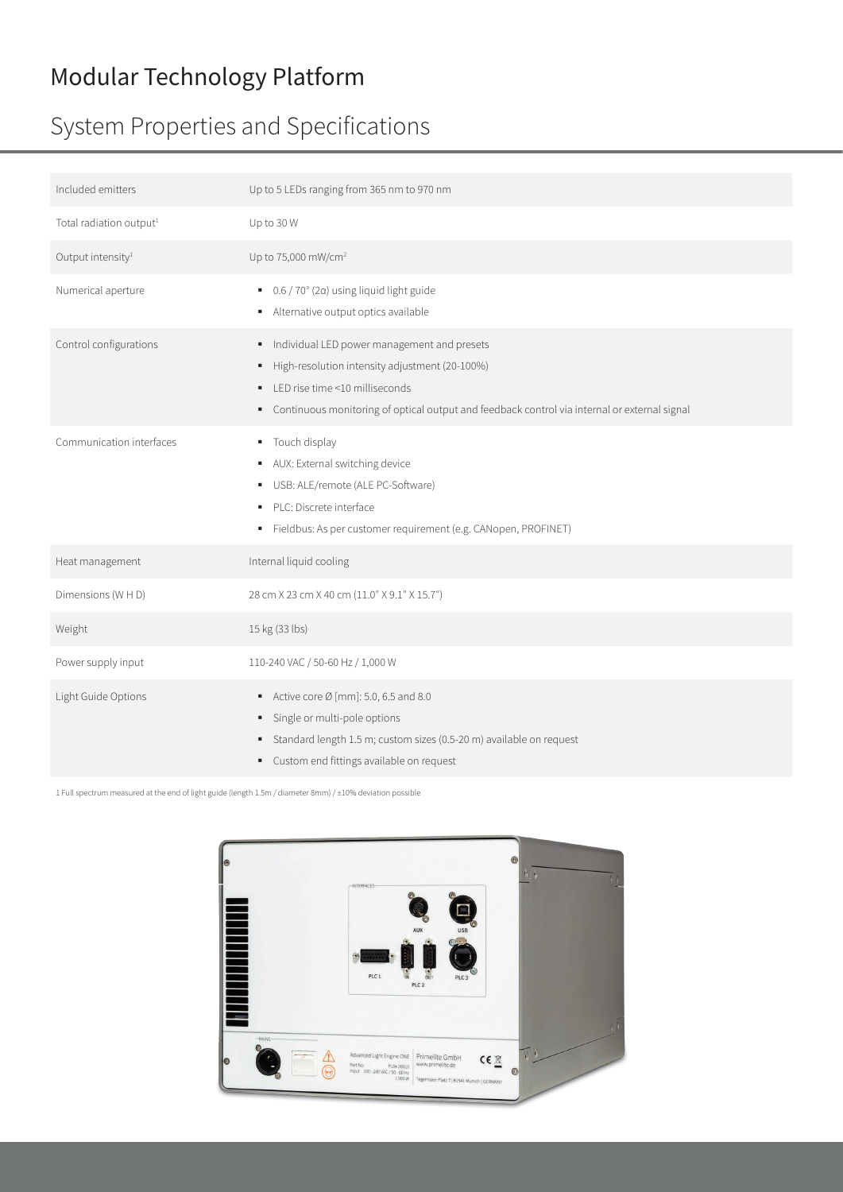# Modular Technology Platform

## System Properties and Specifications

| | |
|---|---|
| Included emitters | Up to 5 LEDs ranging from 365 nm to 970 nm |
| Total radiation output[1] | Up to 30 W |
| Output intensity[1] | Up to 75,000 mW/cm² |
| Numerical aperture | ▪ 0.6 / 70° (2α) using liquid light guide<br>▪ Alternative output optics available |
| Control configurations | ▪ Individual LED power management and presets<br>▪ High-resolution intensity adjustment (20-100%)<br>▪ LED rise time <10 milliseconds<br>▪ Continuous monitoring of optical output and feedback control via internal or external signal |
| Communication interfaces | ▪ Touch display<br>▪ AUX: External switching device<br>▪ USB: ALE/remote (ALE PC-Software)<br>▪ PLC: Discrete interface<br>▪ Fieldbus: As per customer requirement (e.g. CANopen, PROFINET) |
| Heat management | Internal liquid cooling |
| Dimensions (W H D) | 28 cm X 23 cm X 40 cm (11.0" X 9.1" X 15.7") |
| Weight | 15 kg (33 lbs) |
| Power supply input | 110-240 VAC / 50-60 Hz / 1,000 W |
| Light Guide Options | ▪ Active core Ø [mm]: 5.0, 6.5 and 8.0<br>▪ Single or multi-pole options<br>▪ Standard length 1.5 m; custom sizes (0.5-20 m) available on request<br>▪ Custom end fittings available on request |

1 Full spectrum measured at the end of light guide (length 1.5m / diameter 8mm) / ±10% deviation possible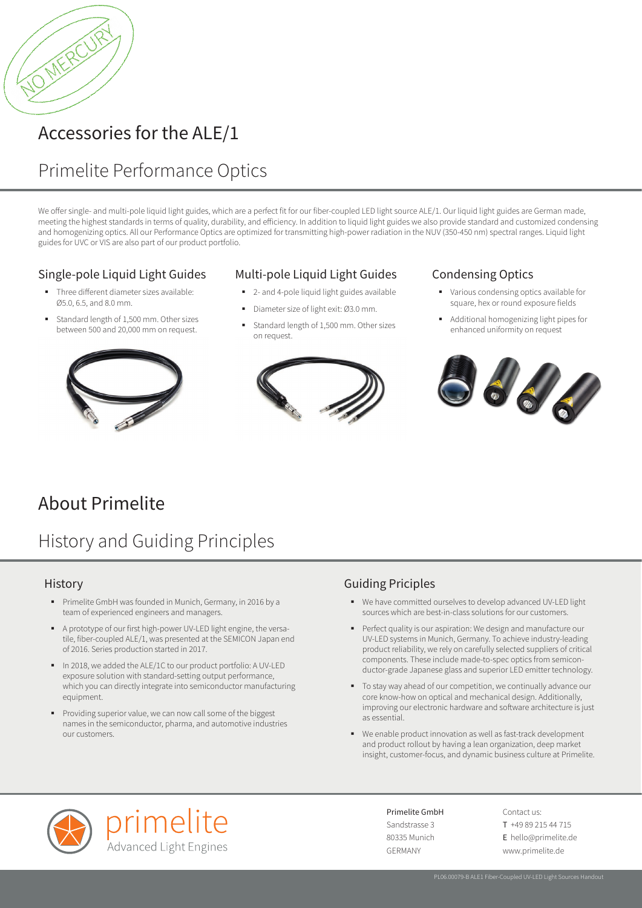NO MERCURY

# Accessories for the ALE/1

## Primelite Performance Optics

We offer single- and multi-pole liquid light guides, which are a perfect fit for our fiber-coupled LED light source ALE/1. Our liquid light guides are German made, meeting the highest standards in terms of quality, durability, and efficiency. In addition to liquid light guides we also provide standard and customized condensing and homogenizing optics. All our Performance Optics are optimized for transmitting high-power radiation in the NUV (350-450 nm) spectral ranges. Liquid light guides for UVC or VIS are also part of our product portfolio.

### Single-pole Liquid Light Guides

- Three different diameter sizes available: Ø5.0, 6.5, and 8.0 mm.
- Standard length of 1,500 mm. Other sizes between 500 and 20,000 mm on request.

### Multi-pole Liquid Light Guides

- 2- and 4-pole liquid light guides available
- Diameter size of light exit: Ø3.0 mm.
- Standard length of 1,500 mm. Other sizes on request.

### Condensing Optics

- Various condensing optics available for square, hex or round exposure fields
- Additional homogenizing light pipes for enhanced uniformity on request

# About Primelite

## History and Guiding Principles

### History

- Primelite GmbH was founded in Munich, Germany, in 2016 by a team of experienced engineers and managers.
- A prototype of our first high-power UV-LED light engine, the versatile, fiber-coupled ALE/1, was presented at the SEMICON Japan end of 2016. Series production started in 2017.
- In 2018, we added the ALE/1C to our product portfolio: A UV-LED exposure solution with standard-setting output performance, which you can directly integrate into semiconductor manufacturing equipment.
- Providing superior value, we can now call some of the biggest names in the semiconductor, pharma, and automotive industries our customers.

### Guiding Priciples

- We have committed ourselves to develop advanced UV-LED light sources which are best-in-class solutions for our customers.
- Perfect quality is our aspiration: We design and manufacture our UV-LED systems in Munich, Germany. To achieve industry-leading product reliability, we rely on carefully selected suppliers of critical components. These include made-to-spec optics from semiconductor-grade Japanese glass and superior LED emitter technology.
- To stay way ahead of our competition, we continually advance our core know-how on optical and mechanical design. Additionally, improving our electronic hardware and software architecture is just as essential.
- We enable product innovation as well as fast-track development and product rollout by having a lean organization, deep market insight, customer-focus, and dynamic business culture at Primelite.

primelite
Advanced Light Engines

Primelite GmbH
Sandstrasse 3
80335 Munich
GERMANY

Contact us:
T +49 89 215 44 715
E hello@primelite.de
www.primelite.de

PL06.00079-B ALE1 Fiber-Coupled UV-LED Light Sources Handout